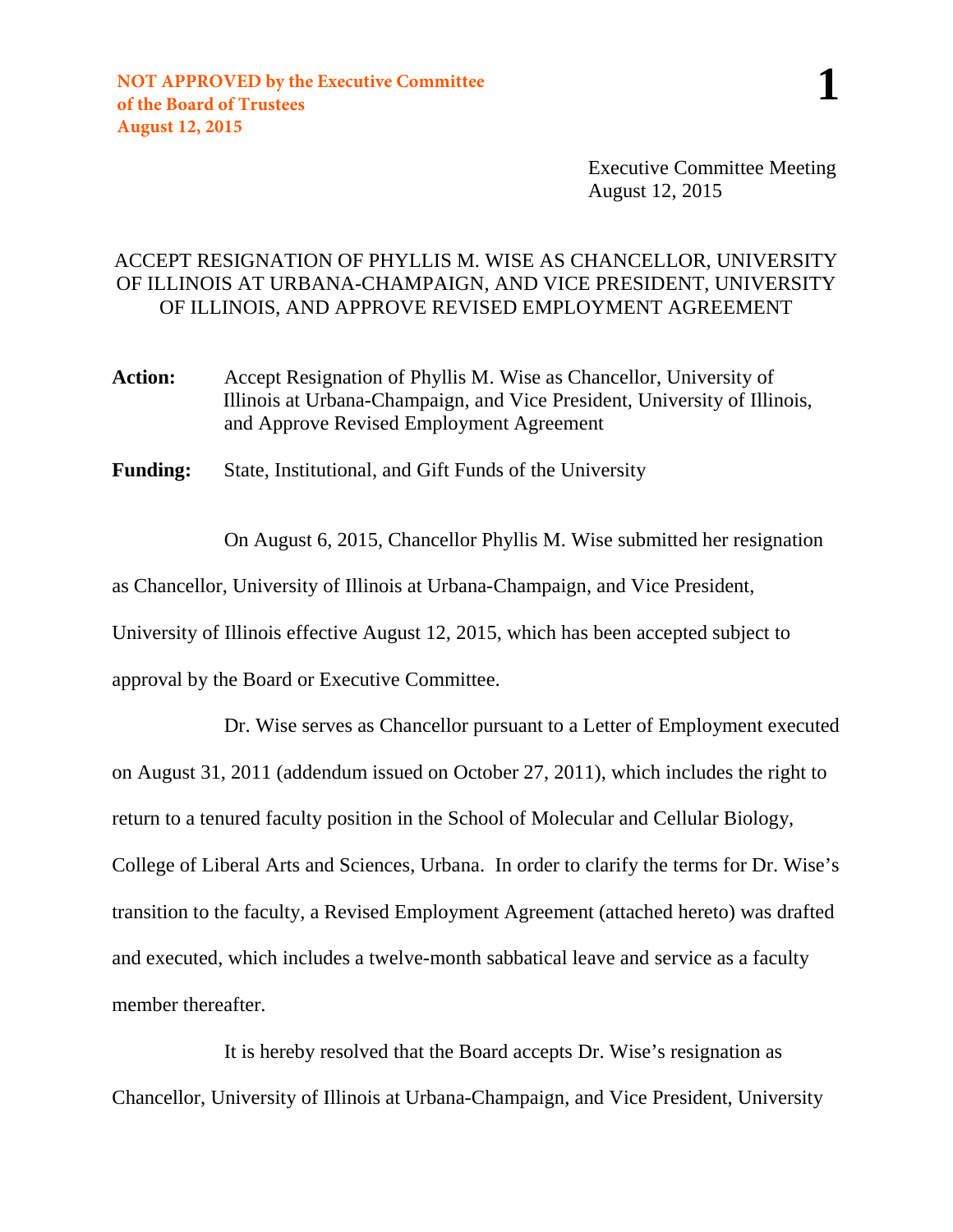**NOT APPROVED by the Executive Committee of the Board of Trustees August 12, 2015**

Executive Committee Meeting
August 12, 2015

# ACCEPT RESIGNATION OF PHYLLIS M. WISE AS CHANCELLOR, UNIVERSITY OF ILLINOIS AT URBANA-CHAMPAIGN, AND VICE PRESIDENT, UNIVERSITY OF ILLINOIS, AND APPROVE REVISED EMPLOYMENT AGREEMENT

**Action:** Accept Resignation of Phyllis M. Wise as Chancellor, University of Illinois at Urbana-Champaign, and Vice President, University of Illinois, and Approve Revised Employment Agreement

**Funding:** State, Institutional, and Gift Funds of the University

On August 6, 2015, Chancellor Phyllis M. Wise submitted her resignation as Chancellor, University of Illinois at Urbana-Champaign, and Vice President, University of Illinois effective August 12, 2015, which has been accepted subject to approval by the Board or Executive Committee.

Dr. Wise serves as Chancellor pursuant to a Letter of Employment executed on August 31, 2011 (addendum issued on October 27, 2011), which includes the right to return to a tenured faculty position in the School of Molecular and Cellular Biology, College of Liberal Arts and Sciences, Urbana. In order to clarify the terms for Dr. Wise's transition to the faculty, a Revised Employment Agreement (attached hereto) was drafted and executed, which includes a twelve-month sabbatical leave and service as a faculty member thereafter.

It is hereby resolved that the Board accepts Dr. Wise's resignation as Chancellor, University of Illinois at Urbana-Champaign, and Vice President, University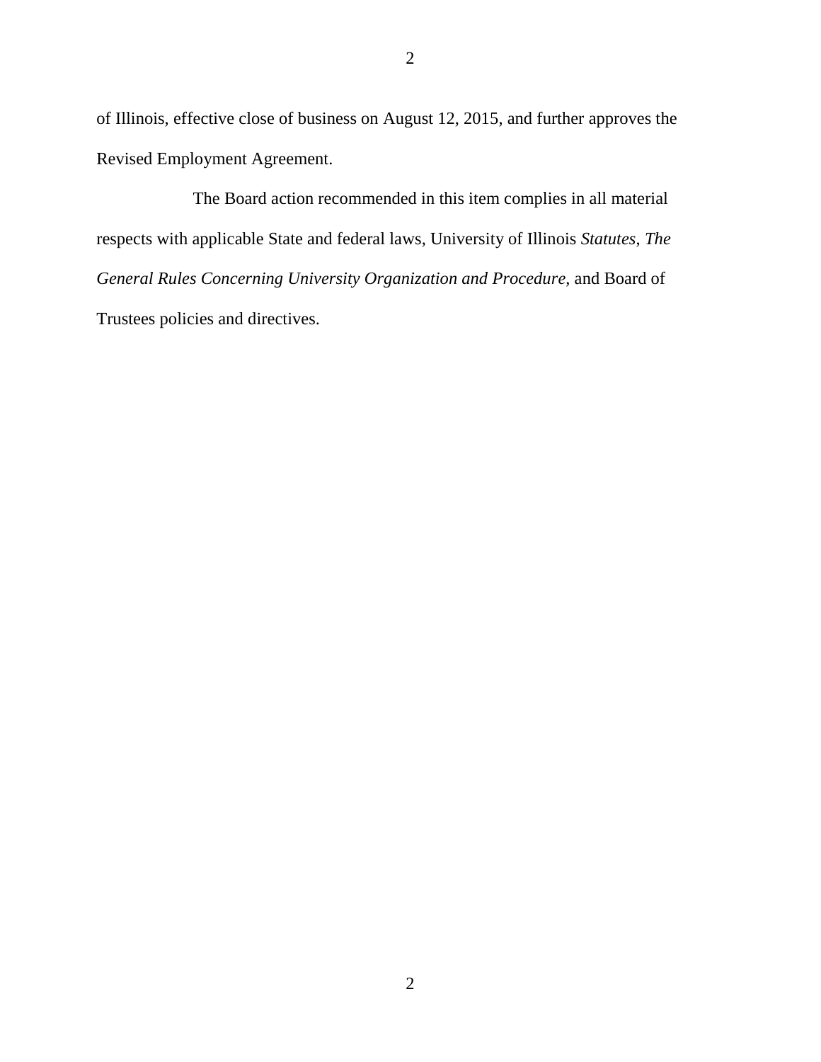of Illinois, effective close of business on August 12, 2015, and further approves the Revised Employment Agreement.

The Board action recommended in this item complies in all material respects with applicable State and federal laws, University of Illinois *Statutes*, *The General Rules Concerning University Organization and Procedure*, and Board of Trustees policies and directives.